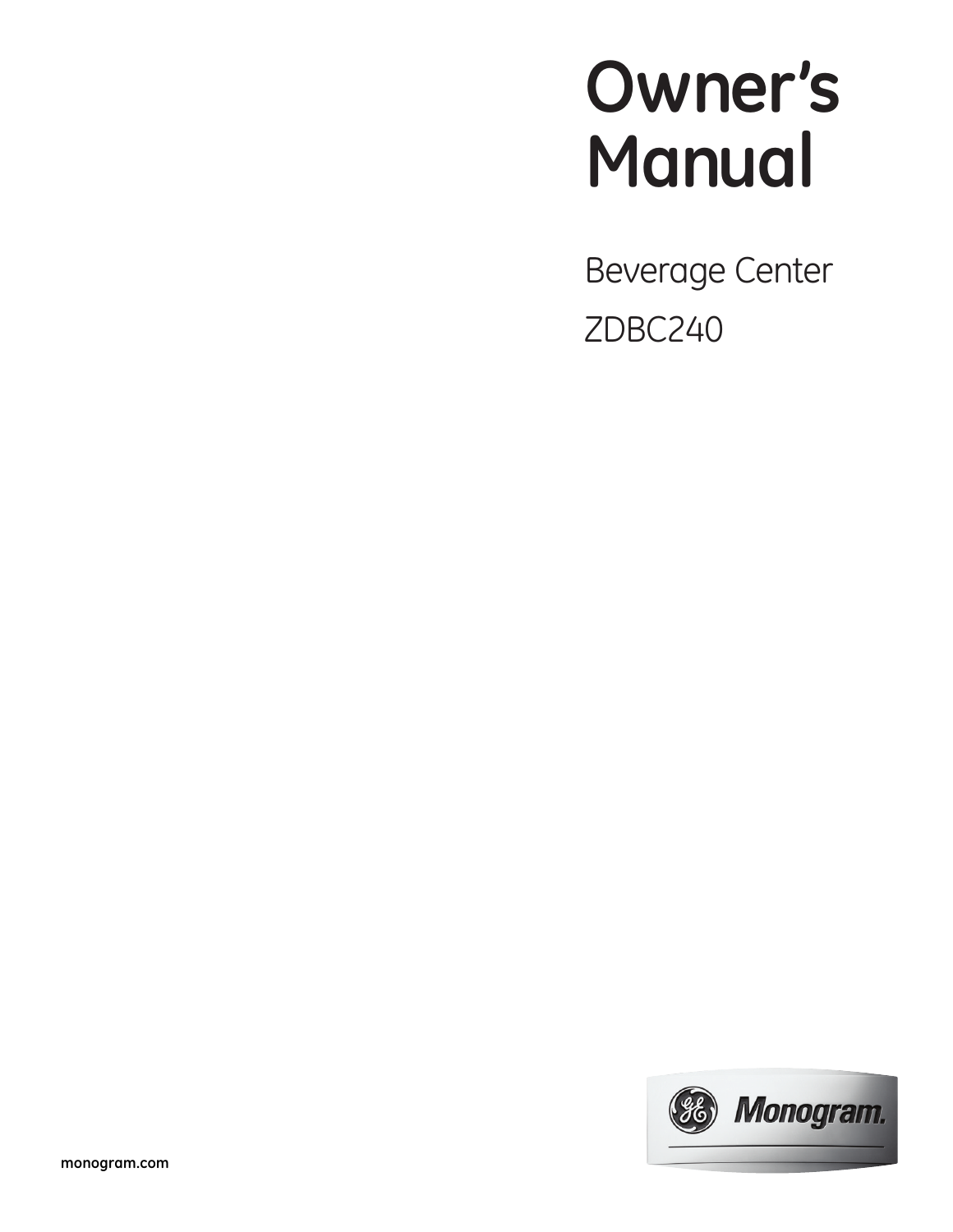# Owner's Manual

Beverage Center

ZDBC240

Monogram.

monogram.com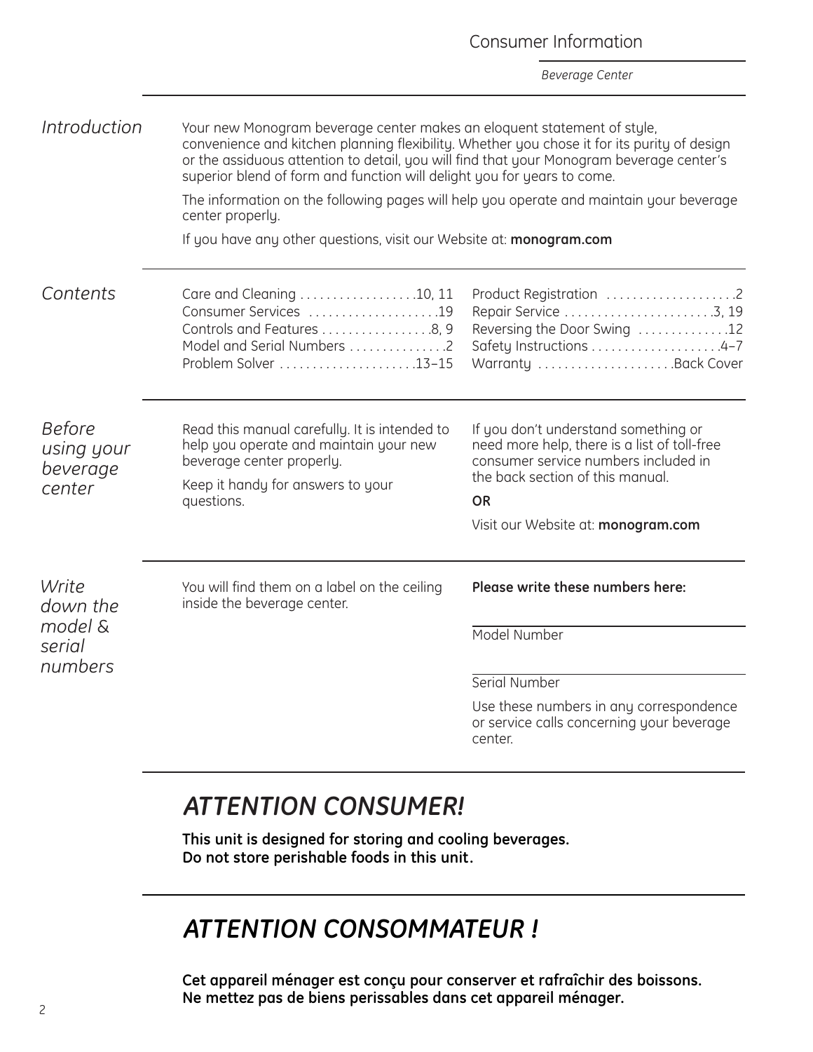## Introduction

Your new Monogram beverage center makes an eloquent statement of style, convenience and kitchen planning flexibility. Whether you chose it for its purity of design or the assiduous attention to detail, you will find that your Monogram beverage center's superior blend of form and function will delight you for years to come.

The information on the following pages will help you operate and maintain your beverage center properly.

If you have any other questions, visit our Website at: **monogram.com**

## Contents

| | |
|---|---|
| Care and Cleaning . . . . . . . . . . . . . . . . . .10, 11 | Product Registration . . . . . . . . . . . . . . . . . . . .2 |
| Consumer Services . . . . . . . . . . . . . . . . . . . .19 | Repair Service . . . . . . . . . . . . . . . . . . . . . . .3, 19 |
| Controls and Features . . . . . . . . . . . . . . . . .8, 9 | Reversing the Door Swing . . . . . . . . . . . . . .12 |
| Model and Serial Numbers . . . . . . . . . . . . . . .2 | Safety Instructions . . . . . . . . . . . . . . . . . . . .4–7 |
| Problem Solver . . . . . . . . . . . . . . . . . . . . .13–15 | Warranty . . . . . . . . . . . . . . . . . . . . .Back Cover |

## Before using your beverage center

Read this manual carefully. It is intended to help you operate and maintain your new beverage center properly.

Keep it handy for answers to your questions.

If you don't understand something or need more help, there is a list of toll-free consumer service numbers included in the back section of this manual.

**OR**

Visit our Website at: **monogram.com**

## Write down the model & serial numbers

You will find them on a label on the ceiling inside the beverage center.

**Please write these numbers here:**

Model Number

Serial Number

Use these numbers in any correspondence or service calls concerning your beverage center.

## *ATTENTION CONSUMER!*

**This unit is designed for storing and cooling beverages. Do not store perishable foods in this unit.**

## *ATTENTION CONSOMMATEUR !*

**Cet appareil ménager est conçu pour conserver et rafraîchir des boissons. Ne mettez pas de biens perissables dans cet appareil ménager.**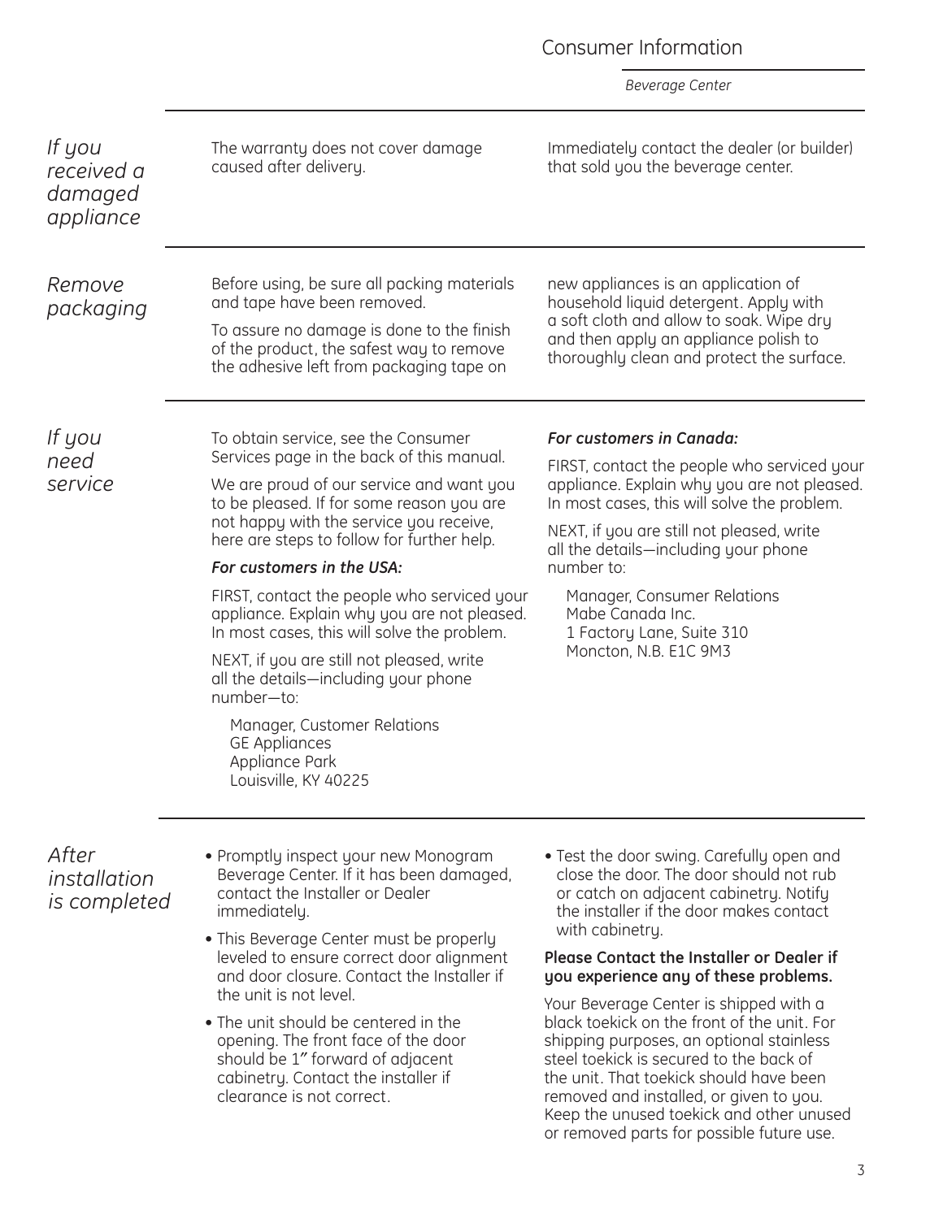## If you received a damaged appliance

The warranty does not cover damage caused after delivery.

Immediately contact the dealer (or builder) that sold you the beverage center.

## Remove packaging

Before using, be sure all packing materials and tape have been removed.

To assure no damage is done to the finish of the product, the safest way to remove the adhesive left from packaging tape on new appliances is an application of household liquid detergent. Apply with a soft cloth and allow to soak. Wipe dry and then apply an appliance polish to thoroughly clean and protect the surface.

## If you need service

To obtain service, see the Consumer Services page in the back of this manual.

We are proud of our service and want you to be pleased. If for some reason you are not happy with the service you receive, here are steps to follow for further help.

***For customers in the USA:***

FIRST, contact the people who serviced your appliance. Explain why you are not pleased. In most cases, this will solve the problem.

NEXT, if you are still not pleased, write all the details—including your phone number—to:

Manager, Customer Relations
GE Appliances
Appliance Park
Louisville, KY 40225

***For customers in Canada:***

FIRST, contact the people who serviced your appliance. Explain why you are not pleased. In most cases, this will solve the problem.

NEXT, if you are still not pleased, write all the details—including your phone number to:

Manager, Consumer Relations
Mabe Canada Inc.
1 Factory Lane, Suite 310
Moncton, N.B. E1C 9M3

## After installation is completed

- Promptly inspect your new Monogram Beverage Center. If it has been damaged, contact the Installer or Dealer immediately.
- This Beverage Center must be properly leveled to ensure correct door alignment and door closure. Contact the Installer if the unit is not level.
- The unit should be centered in the opening. The front face of the door should be 1″ forward of adjacent cabinetry. Contact the installer if clearance is not correct.
- Test the door swing. Carefully open and close the door. The door should not rub or catch on adjacent cabinetry. Notify the installer if the door makes contact with cabinetry.

**Please Contact the Installer or Dealer if you experience any of these problems.**

Your Beverage Center is shipped with a black toekick on the front of the unit. For shipping purposes, an optional stainless steel toekick is secured to the back of the unit. That toekick should have been removed and installed, or given to you. Keep the unused toekick and other unused or removed parts for possible future use.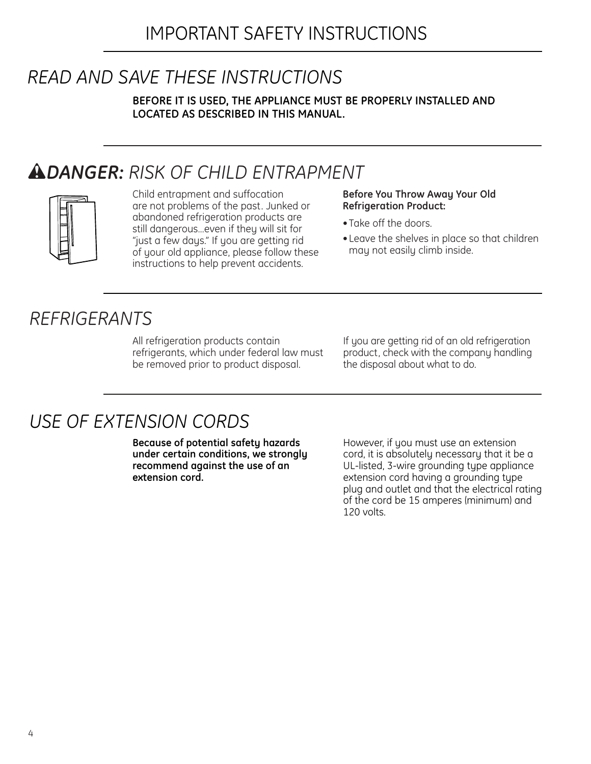# IMPORTANT SAFETY INSTRUCTIONS

## *READ AND SAVE THESE INSTRUCTIONS*

**BEFORE IT IS USED, THE APPLIANCE MUST BE PROPERLY INSTALLED AND LOCATED AS DESCRIBED IN THIS MANUAL.**

## ***DANGER:*** *RISK OF CHILD ENTRAPMENT*

Child entrapment and suffocation are not problems of the past. Junked or abandoned refrigeration products are still dangerous…even if they will sit for "just a few days." If you are getting rid of your old appliance, please follow these instructions to help prevent accidents.

**Before You Throw Away Your Old Refrigeration Product:**

- Take off the doors.
- Leave the shelves in place so that children may not easily climb inside.

## *REFRIGERANTS*

All refrigeration products contain refrigerants, which under federal law must be removed prior to product disposal.

If you are getting rid of an old refrigeration product, check with the company handling the disposal about what to do.

## *USE OF EXTENSION CORDS*

**Because of potential safety hazards under certain conditions, we strongly recommend against the use of an extension cord.**

However, if you must use an extension cord, it is absolutely necessary that it be a UL-listed, 3-wire grounding type appliance extension cord having a grounding type plug and outlet and that the electrical rating of the cord be 15 amperes (minimum) and 120 volts.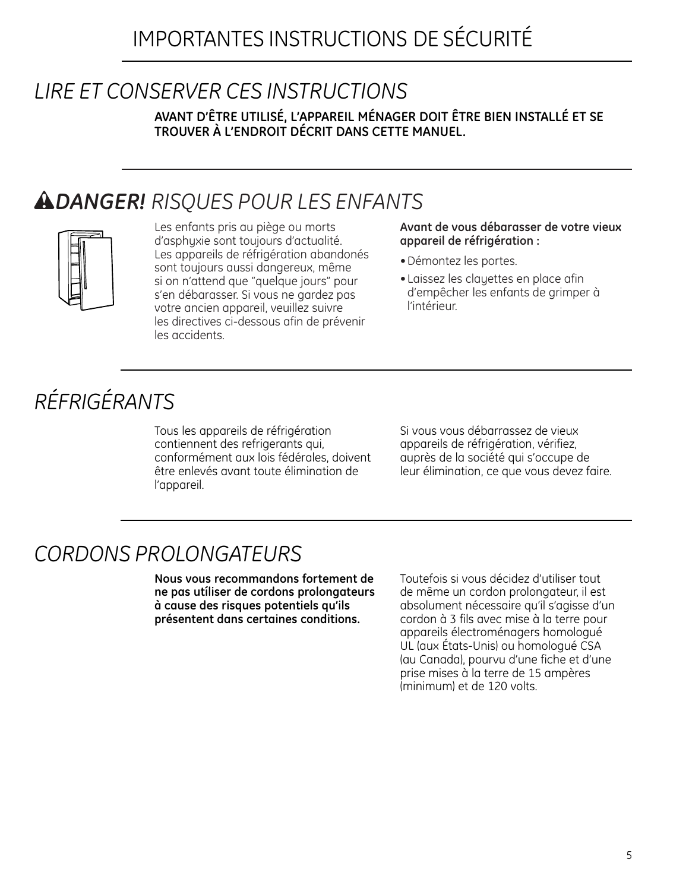# IMPORTANTES INSTRUCTIONS DE SÉCURITÉ

## *LIRE ET CONSERVER CES INSTRUCTIONS*

**AVANT D'ÊTRE UTILISÉ, L'APPAREIL MÉNAGER DOIT ÊTRE BIEN INSTALLÉ ET SE TROUVER À L'ENDROIT DÉCRIT DANS CETTE MANUEL.**

## ⚠***DANGER!*** *RISQUES POUR LES ENFANTS*

Les enfants pris au piège ou morts d'asphyxie sont toujours d'actualité. Les appareils de réfrigération abandonés sont toujours aussi dangereux, même si on n'attend que "quelque jours" pour s'en débarasser. Si vous ne gardez pas votre ancien appareil, veuillez suivre les directives ci-dessous afin de prévenir les accidents.

**Avant de vous débarasser de votre vieux appareil de réfrigération :**

- Démontez les portes.
- Laissez les clayettes en place afin d'empêcher les enfants de grimper à l'intérieur.

## *RÉFRIGÉRANTS*

Tous les appareils de réfrigération contiennent des refrigerants qui, conformément aux lois fédérales, doivent être enlevés avant toute élimination de l'appareil.

Si vous vous débarrassez de vieux appareils de réfrigération, vérifiez, auprès de la société qui s'occupe de leur élimination, ce que vous devez faire.

## *CORDONS PROLONGATEURS*

**Nous vous recommandons fortement de ne pas utíliser de cordons prolongateurs à cause des risques potentiels qu'ils présentent dans certaines conditions.**

Toutefois si vous décidez d'utiliser tout de même un cordon prolongateur, il est absolument nécessaire qu'il s'agisse d'un cordon à 3 fils avec mise à la terre pour appareils électroménagers homologué UL (aux États-Unis) ou homologué CSA (au Canada), pourvu d'une fiche et d'une prise mises à la terre de 15 ampères (minimum) et de 120 volts.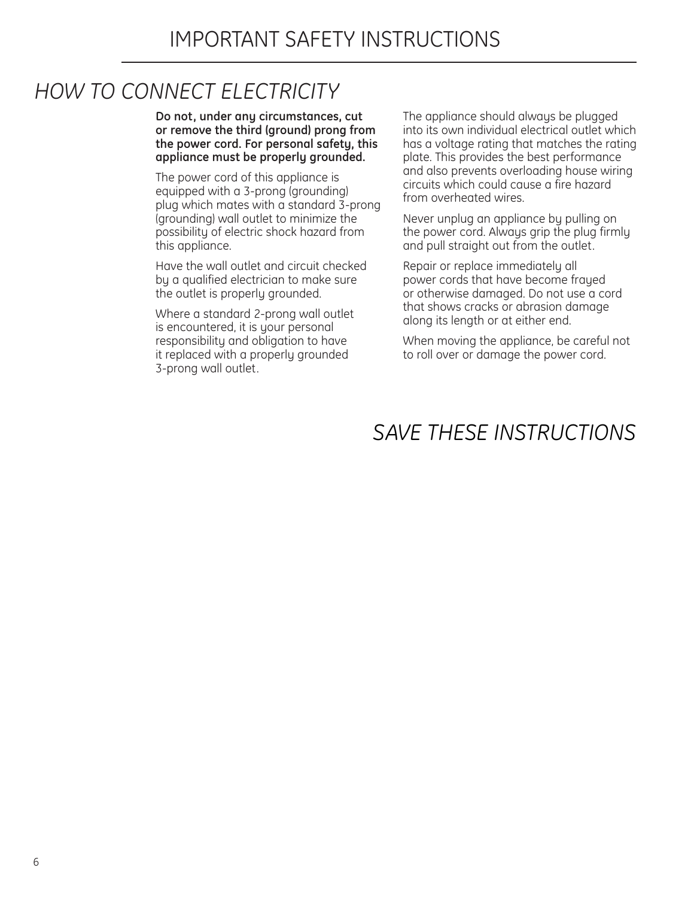# IMPORTANT SAFETY INSTRUCTIONS

## *HOW TO CONNECT ELECTRICITY*

**Do not, under any circumstances, cut or remove the third (ground) prong from the power cord. For personal safety, this appliance must be properly grounded.**

The power cord of this appliance is equipped with a 3-prong (grounding) plug which mates with a standard 3-prong (grounding) wall outlet to minimize the possibility of electric shock hazard from this appliance.

Have the wall outlet and circuit checked by a qualified electrician to make sure the outlet is properly grounded.

Where a standard 2-prong wall outlet is encountered, it is your personal responsibility and obligation to have it replaced with a properly grounded 3-prong wall outlet.

The appliance should always be plugged into its own individual electrical outlet which has a voltage rating that matches the rating plate. This provides the best performance and also prevents overloading house wiring circuits which could cause a fire hazard from overheated wires.

Never unplug an appliance by pulling on the power cord. Always grip the plug firmly and pull straight out from the outlet.

Repair or replace immediately all power cords that have become frayed or otherwise damaged. Do not use a cord that shows cracks or abrasion damage along its length or at either end.

When moving the appliance, be careful not to roll over or damage the power cord.

## *SAVE THESE INSTRUCTIONS*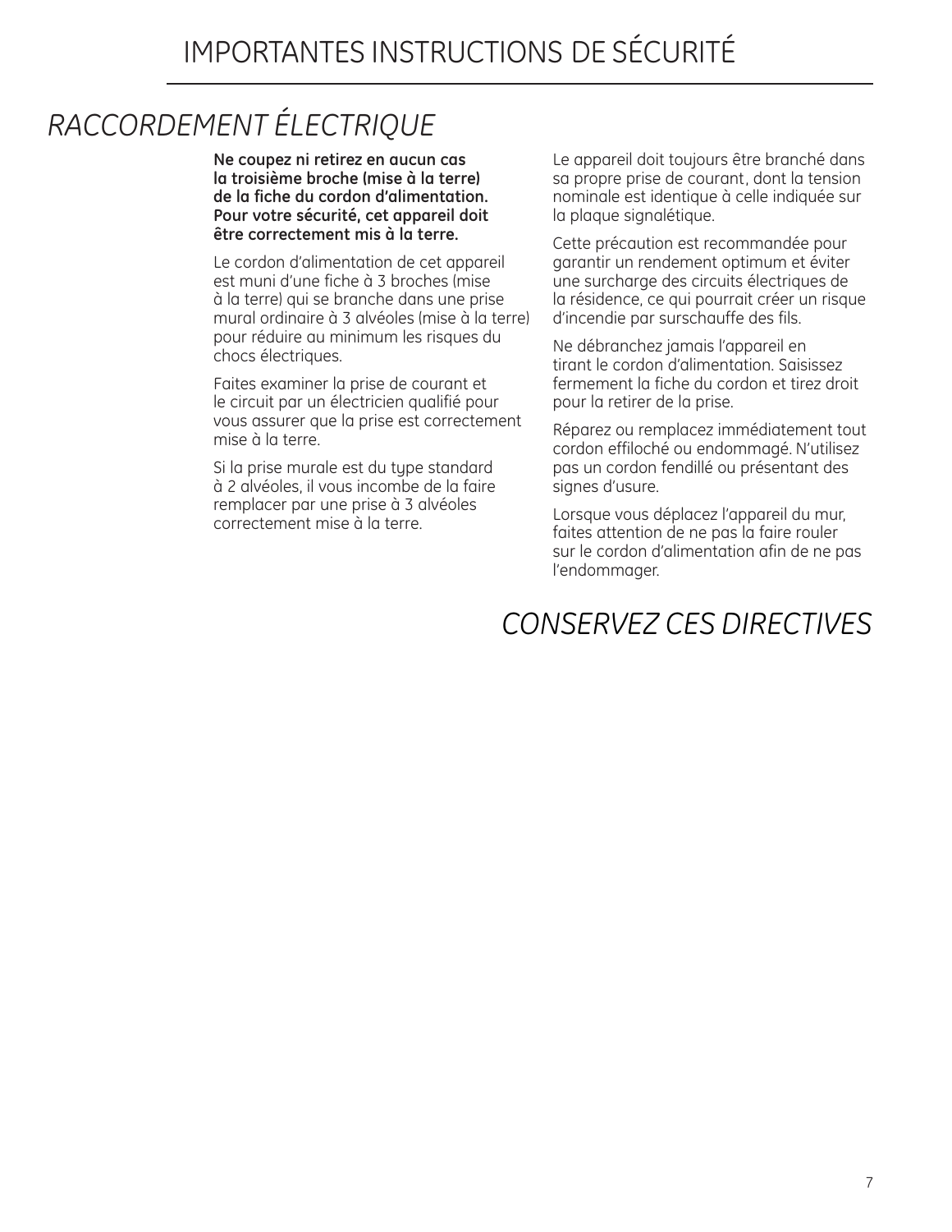# IMPORTANTES INSTRUCTIONS DE SÉCURITÉ

## *RACCORDEMENT ÉLECTRIQUE*

**Ne coupez ni retirez en aucun cas la troisième broche (mise à la terre) de la fiche du cordon d'alimentation. Pour votre sécurité, cet appareil doit être correctement mis à la terre.**

Le cordon d'alimentation de cet appareil est muni d'une fiche à 3 broches (mise à la terre) qui se branche dans une prise mural ordinaire à 3 alvéoles (mise à la terre) pour réduire au minimum les risques du chocs électriques.

Faites examiner la prise de courant et le circuit par un électricien qualifié pour vous assurer que la prise est correctement mise à la terre.

Si la prise murale est du type standard à 2 alvéoles, il vous incombe de la faire remplacer par une prise à 3 alvéoles correctement mise à la terre.

Le appareil doit toujours être branché dans sa propre prise de courant, dont la tension nominale est identique à celle indiquée sur la plaque signalétique.

Cette précaution est recommandée pour garantir un rendement optimum et éviter une surcharge des circuits électriques de la résidence, ce qui pourrait créer un risque d'incendie par surschauffe des fils.

Ne débranchez jamais l'appareil en tirant le cordon d'alimentation. Saisissez fermement la fiche du cordon et tirez droit pour la retirer de la prise.

Réparez ou remplacez immédiatement tout cordon effiloché ou endommagé. N'utilisez pas un cordon fendillé ou présentant des signes d'usure.

Lorsque vous déplacez l'appareil du mur, faites attention de ne pas la faire rouler sur le cordon d'alimentation afin de ne pas l'endommager.

## *CONSERVEZ CES DIRECTIVES*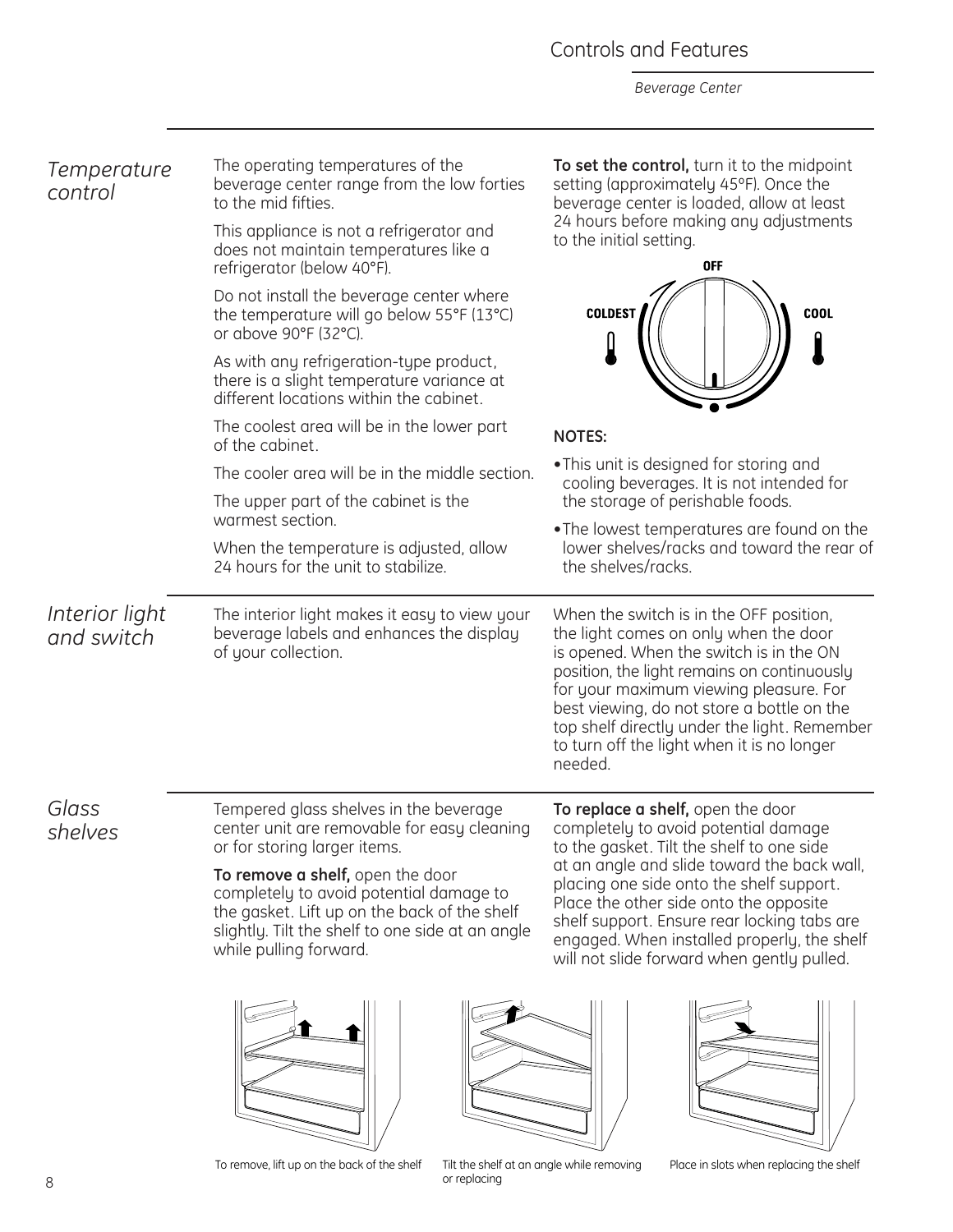# Controls and Features

*Beverage Center*

## *Temperature control*

The operating temperatures of the beverage center range from the low forties to the mid fifties.

This appliance is not a refrigerator and does not maintain temperatures like a refrigerator (below 40°F).

Do not install the beverage center where the temperature will go below 55°F (13°C) or above 90°F (32°C).

As with any refrigeration-type product, there is a slight temperature variance at different locations within the cabinet.

The coolest area will be in the lower part of the cabinet.

The cooler area will be in the middle section.

The upper part of the cabinet is the warmest section.

When the temperature is adjusted, allow 24 hours for the unit to stabilize.

**To set the control,** turn it to the midpoint setting (approximately 45°F). Once the beverage center is loaded, allow at least 24 hours before making any adjustments to the initial setting.

OFF

COLDEST

COOL

**NOTES:**

- This unit is designed for storing and cooling beverages. It is not intended for the storage of perishable foods.
- The lowest temperatures are found on the lower shelves/racks and toward the rear of the shelves/racks.

## *Interior light and switch*

The interior light makes it easy to view your beverage labels and enhances the display of your collection.

When the switch is in the OFF position, the light comes on only when the door is opened. When the switch is in the ON position, the light remains on continuously for your maximum viewing pleasure. For best viewing, do not store a bottle on the top shelf directly under the light. Remember to turn off the light when it is no longer needed.

## *Glass shelves*

Tempered glass shelves in the beverage center unit are removable for easy cleaning or for storing larger items.

**To remove a shelf,** open the door completely to avoid potential damage to the gasket. Lift up on the back of the shelf slightly. Tilt the shelf to one side at an angle while pulling forward.

**To replace a shelf,** open the door completely to avoid potential damage to the gasket. Tilt the shelf to one side at an angle and slide toward the back wall, placing one side onto the shelf support. Place the other side onto the opposite shelf support. Ensure rear locking tabs are engaged. When installed properly, the shelf will not slide forward when gently pulled.

To remove, lift up on the back of the shelf

Tilt the shelf at an angle while removing or replacing

Place in slots when replacing the shelf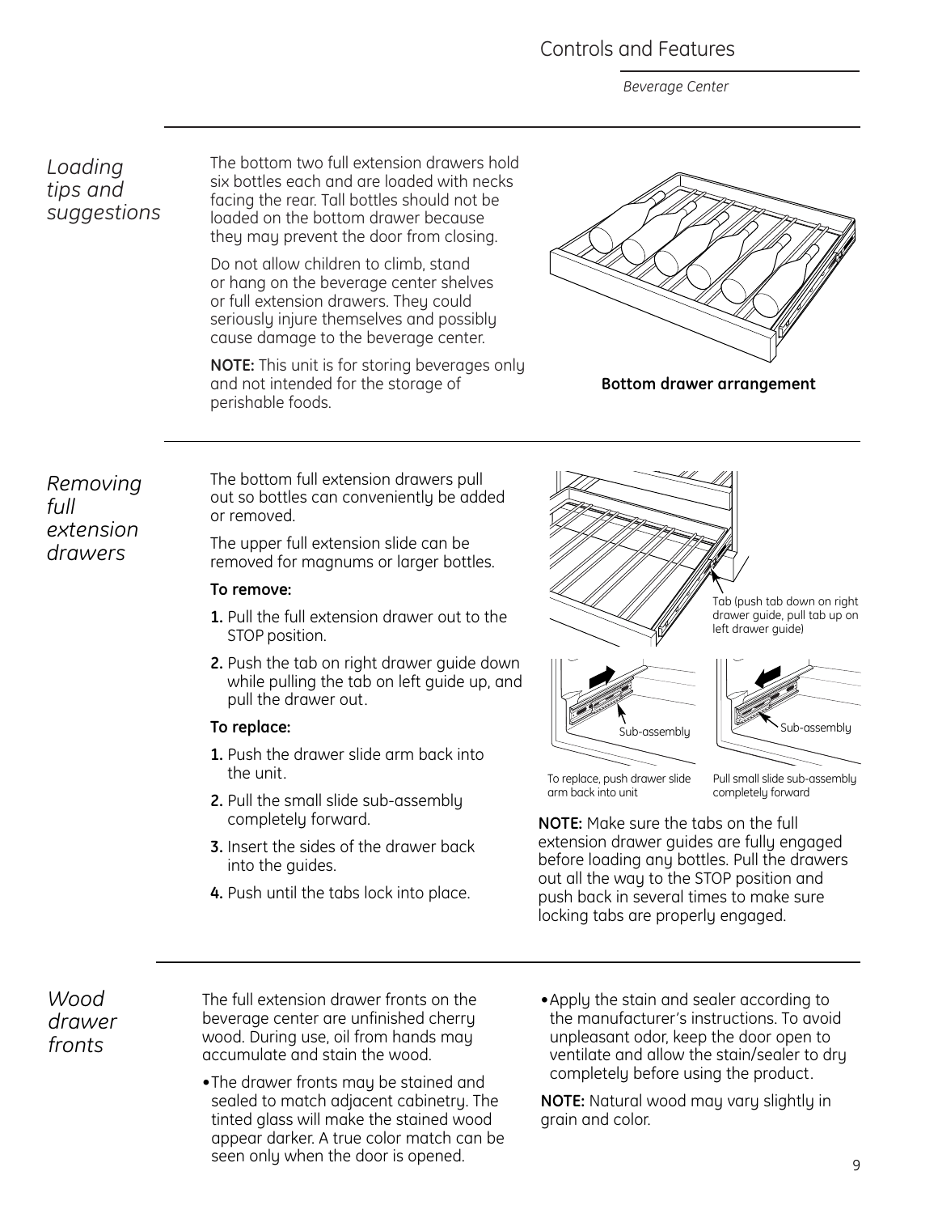## Loading tips and suggestions

The bottom two full extension drawers hold six bottles each and are loaded with necks facing the rear. Tall bottles should not be loaded on the bottom drawer because they may prevent the door from closing.

Do not allow children to climb, stand or hang on the beverage center shelves or full extension drawers. They could seriously injure themselves and possibly cause damage to the beverage center.

**NOTE:** This unit is for storing beverages only and not intended for the storage of perishable foods.

**Bottom drawer arrangement**

## Removing full extension drawers

The bottom full extension drawers pull out so bottles can conveniently be added or removed.

The upper full extension slide can be removed for magnums or larger bottles.

**To remove:**

1. Pull the full extension drawer out to the STOP position.
2. Push the tab on right drawer guide down while pulling the tab on left guide up, and pull the drawer out.

**To replace:**

1. Push the drawer slide arm back into the unit.
2. Pull the small slide sub-assembly completely forward.
3. Insert the sides of the drawer back into the guides.
4. Push until the tabs lock into place.

Tab (push tab down on right drawer guide, pull tab up on left drawer guide)

Sub-assembly

To replace, push drawer slide arm back into unit

Sub-assembly

Pull small slide sub-assembly completely forward

**NOTE:** Make sure the tabs on the full extension drawer guides are fully engaged before loading any bottles. Pull the drawers out all the way to the STOP position and push back in several times to make sure locking tabs are properly engaged.

## Wood drawer fronts

The full extension drawer fronts on the beverage center are unfinished cherry wood. During use, oil from hands may accumulate and stain the wood.

- The drawer fronts may be stained and sealed to match adjacent cabinetry. The tinted glass will make the stained wood appear darker. A true color match can be seen only when the door is opened.
- Apply the stain and sealer according to the manufacturer's instructions. To avoid unpleasant odor, keep the door open to ventilate and allow the stain/sealer to dry completely before using the product.

**NOTE:** Natural wood may vary slightly in grain and color.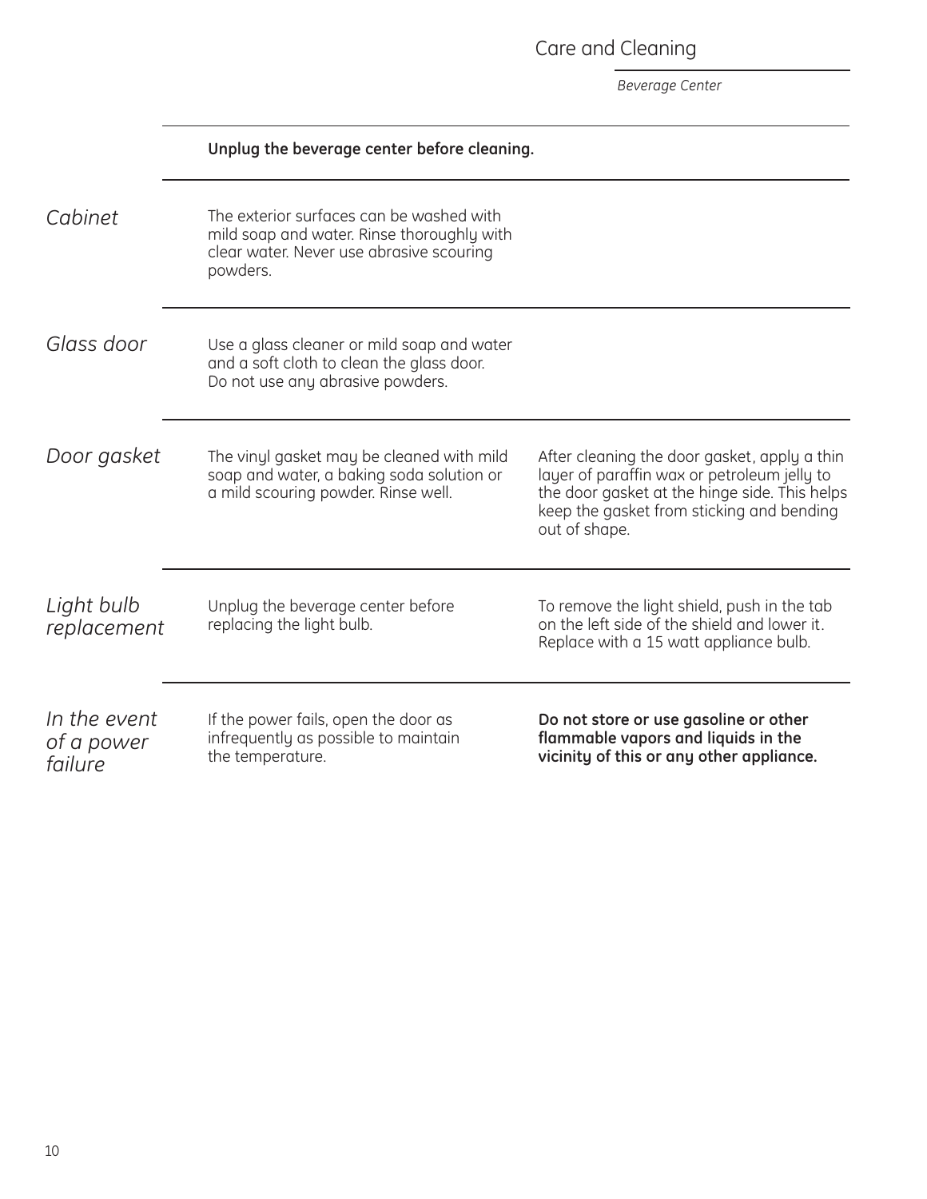## Care and Cleaning

*Beverage Center*

**Unplug the beverage center before cleaning.**

### *Cabinet*

The exterior surfaces can be washed with mild soap and water. Rinse thoroughly with clear water. Never use abrasive scouring powders.

### *Glass door*

Use a glass cleaner or mild soap and water and a soft cloth to clean the glass door. Do not use any abrasive powders.

### *Door gasket*

The vinyl gasket may be cleaned with mild soap and water, a baking soda solution or a mild scouring powder. Rinse well.

After cleaning the door gasket, apply a thin layer of paraffin wax or petroleum jelly to the door gasket at the hinge side. This helps keep the gasket from sticking and bending out of shape.

### *Light bulb replacement*

Unplug the beverage center before replacing the light bulb.

To remove the light shield, push in the tab on the left side of the shield and lower it. Replace with a 15 watt appliance bulb.

### *In the event of a power failure*

If the power fails, open the door as infrequently as possible to maintain the temperature.

**Do not store or use gasoline or other flammable vapors and liquids in the vicinity of this or any other appliance.**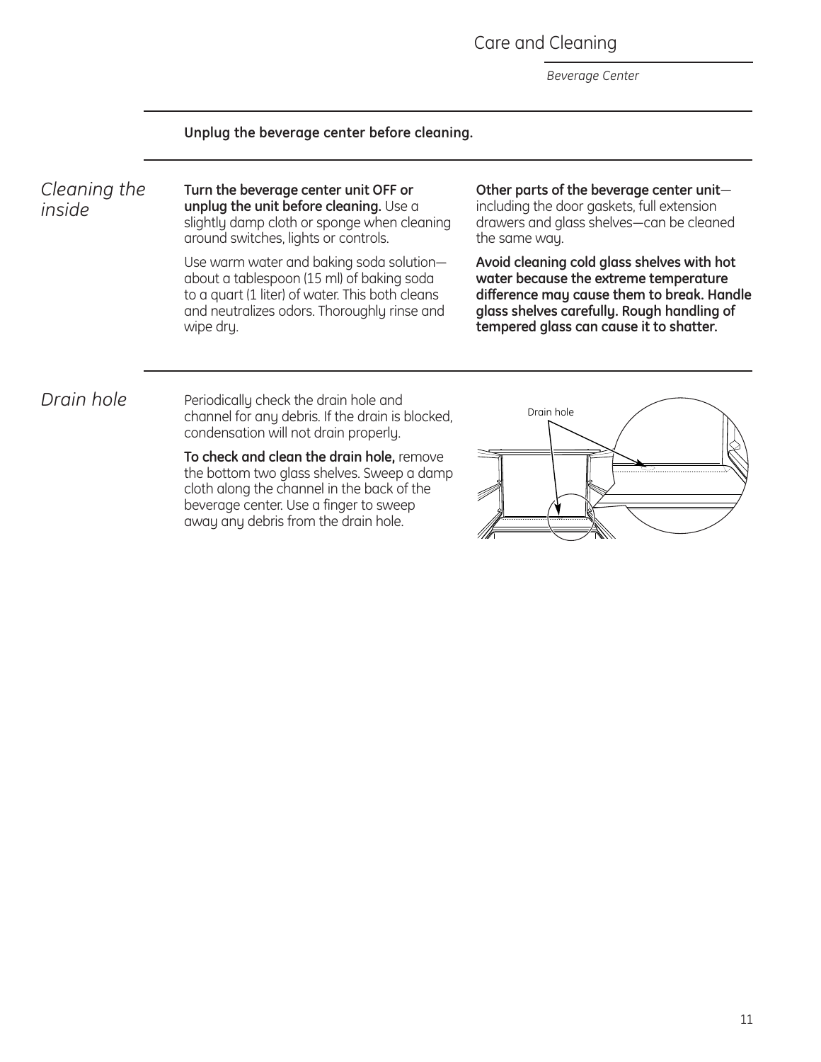**Unplug the beverage center before cleaning.**

## *Cleaning the inside*

**Turn the beverage center unit OFF or unplug the unit before cleaning.** Use a slightly damp cloth or sponge when cleaning around switches, lights or controls.

Use warm water and baking soda solution—about a tablespoon (15 ml) of baking soda to a quart (1 liter) of water. This both cleans and neutralizes odors. Thoroughly rinse and wipe dry.

**Other parts of the beverage center unit**—including the door gaskets, full extension drawers and glass shelves—can be cleaned the same way.

**Avoid cleaning cold glass shelves with hot water because the extreme temperature difference may cause them to break. Handle glass shelves carefully. Rough handling of tempered glass can cause it to shatter.**

## *Drain hole*

Periodically check the drain hole and channel for any debris. If the drain is blocked, condensation will not drain properly.

**To check and clean the drain hole,** remove the bottom two glass shelves. Sweep a damp cloth along the channel in the back of the beverage center. Use a finger to sweep away any debris from the drain hole.

Drain hole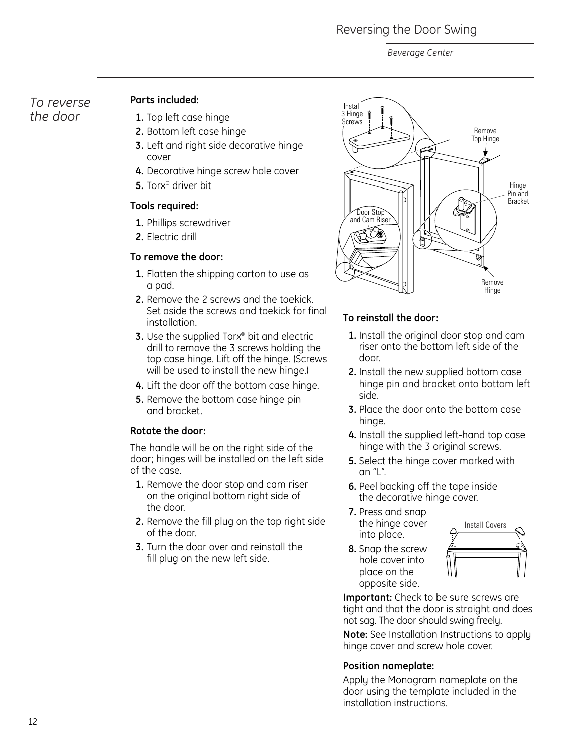# Reversing the Door Swing

*Beverage Center*

## *To reverse the door*

**Parts included:**

1. Top left case hinge
2. Bottom left case hinge
3. Left and right side decorative hinge cover
4. Decorative hinge screw hole cover
5. Torx® driver bit

**Tools required:**

1. Phillips screwdriver
2. Electric drill

**To remove the door:**

1. Flatten the shipping carton to use as a pad.
2. Remove the 2 screws and the toekick. Set aside the screws and toekick for final installation.
3. Use the supplied Torx® bit and electric drill to remove the 3 screws holding the top case hinge. Lift off the hinge. (Screws will be used to install the new hinge.)
4. Lift the door off the bottom case hinge.
5. Remove the bottom case hinge pin and bracket.

**Rotate the door:**

The handle will be on the right side of the door; hinges will be installed on the left side of the case.

1. Remove the door stop and cam riser on the original bottom right side of the door.
2. Remove the fill plug on the top right side of the door.
3. Turn the door over and reinstall the fill plug on the new left side.

Install 3 Hinge Screws

Remove Top Hinge

Hinge Pin and Bracket

Door Stop and Cam Riser

Remove Hinge

**To reinstall the door:**

1. Install the original door stop and cam riser onto the bottom left side of the door.
2. Install the new supplied bottom case hinge pin and bracket onto bottom left side.
3. Place the door onto the bottom case hinge.
4. Install the supplied left-hand top case hinge with the 3 original screws.
5. Select the hinge cover marked with an "L".
6. Peel backing off the tape inside the decorative hinge cover.
7. Press and snap the hinge cover into place.
8. Snap the screw hole cover into place on the opposite side.

Install Covers

**Important:** Check to be sure screws are tight and that the door is straight and does not sag. The door should swing freely.

**Note:** See Installation Instructions to apply hinge cover and screw hole cover.

**Position nameplate:**

Apply the Monogram nameplate on the door using the template included in the installation instructions.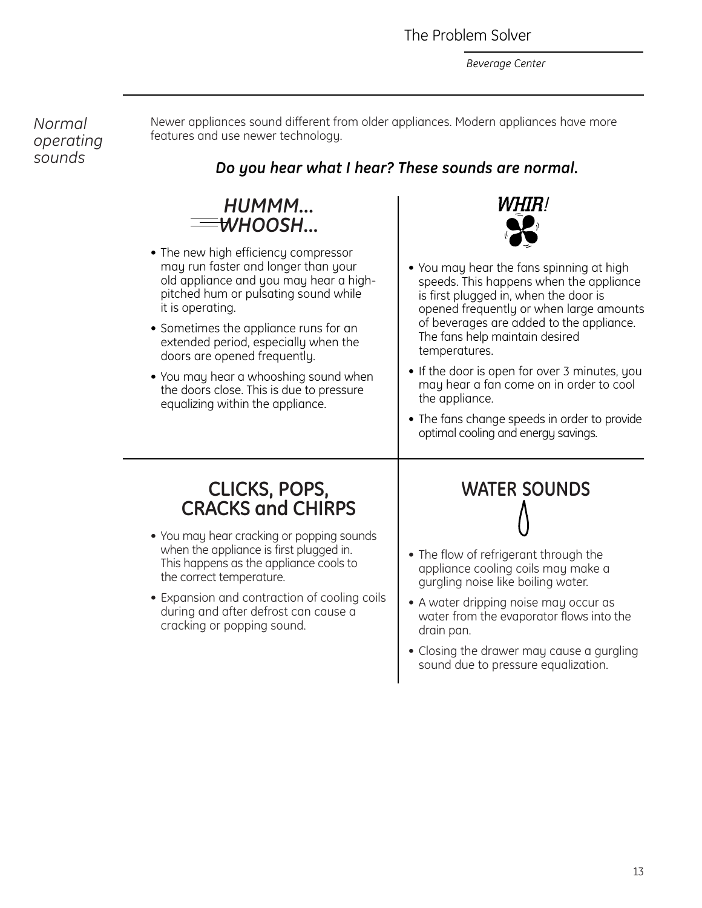## Normal operating sounds

Newer appliances sound different from older appliances. Modern appliances have more features and use newer technology.

***Do you hear what I hear? These sounds are normal.***

### *HUMMM... WHOOSH...*

- The new high efficiency compressor may run faster and longer than your old appliance and you may hear a high-pitched hum or pulsating sound while it is operating.
- Sometimes the appliance runs for an extended period, especially when the doors are opened frequently.
- You may hear a whooshing sound when the doors close. This is due to pressure equalizing within the appliance.

### *WHIR!*

- You may hear the fans spinning at high speeds. This happens when the appliance is first plugged in, when the door is opened frequently or when large amounts of beverages are added to the appliance. The fans help maintain desired temperatures.
- If the door is open for over 3 minutes, you may hear a fan come on in order to cool the appliance.
- The fans change speeds in order to provide optimal cooling and energy savings.

### CLICKS, POPS, CRACKS and CHIRPS

- You may hear cracking or popping sounds when the appliance is first plugged in. This happens as the appliance cools to the correct temperature.
- Expansion and contraction of cooling coils during and after defrost can cause a cracking or popping sound.

### WATER SOUNDS

- The flow of refrigerant through the appliance cooling coils may make a gurgling noise like boiling water.
- A water dripping noise may occur as water from the evaporator flows into the drain pan.
- Closing the drawer may cause a gurgling sound due to pressure equalization.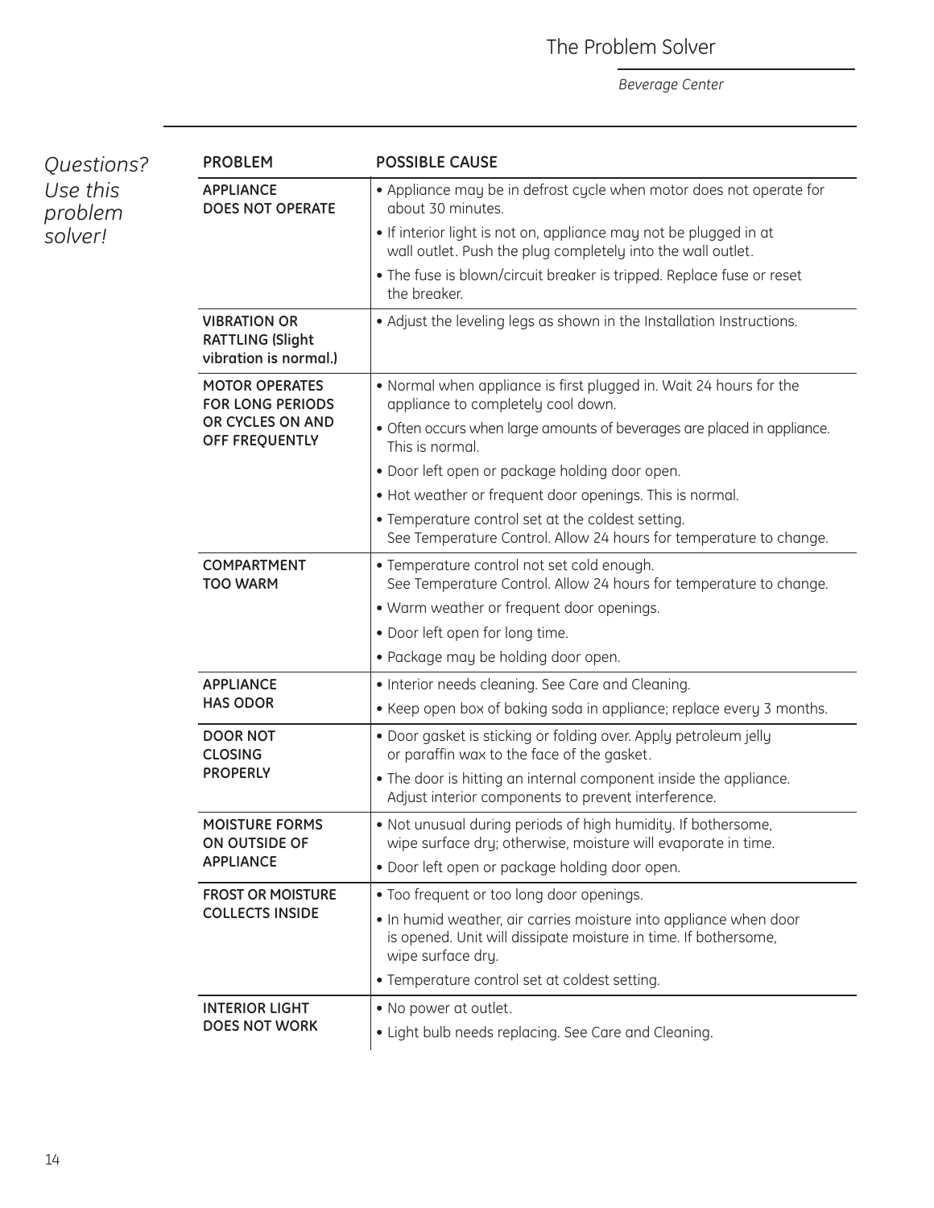## The Problem Solver

*Beverage Center*

*Questions? Use this problem solver!*

| PROBLEM | POSSIBLE CAUSE |
|---|---|
| **APPLIANCE DOES NOT OPERATE** | • Appliance may be in defrost cycle when motor does not operate for about 30 minutes.<br>• If interior light is not on, appliance may not be plugged in at wall outlet. Push the plug completely into the wall outlet.<br>• The fuse is blown/circuit breaker is tripped. Replace fuse or reset the breaker. |
| **VIBRATION OR RATTLING (Slight vibration is normal.)** | • Adjust the leveling legs as shown in the Installation Instructions. |
| **MOTOR OPERATES FOR LONG PERIODS OR CYCLES ON AND OFF FREQUENTLY** | • Normal when appliance is first plugged in. Wait 24 hours for the appliance to completely cool down.<br>• Often occurs when large amounts of beverages are placed in appliance. This is normal.<br>• Door left open or package holding door open.<br>• Hot weather or frequent door openings. This is normal.<br>• Temperature control set at the coldest setting. See Temperature Control. Allow 24 hours for temperature to change. |
| **COMPARTMENT TOO WARM** | • Temperature control not set cold enough. See Temperature Control. Allow 24 hours for temperature to change.<br>• Warm weather or frequent door openings.<br>• Door left open for long time.<br>• Package may be holding door open. |
| **APPLIANCE HAS ODOR** | • Interior needs cleaning. See Care and Cleaning.<br>• Keep open box of baking soda in appliance; replace every 3 months. |
| **DOOR NOT CLOSING PROPERLY** | • Door gasket is sticking or folding over. Apply petroleum jelly or paraffin wax to the face of the gasket.<br>• The door is hitting an internal component inside the appliance. Adjust interior components to prevent interference. |
| **MOISTURE FORMS ON OUTSIDE OF APPLIANCE** | • Not unusual during periods of high humidity. If bothersome, wipe surface dry; otherwise, moisture will evaporate in time.<br>• Door left open or package holding door open. |
| **FROST OR MOISTURE COLLECTS INSIDE** | • Too frequent or too long door openings.<br>• In humid weather, air carries moisture into appliance when door is opened. Unit will dissipate moisture in time. If bothersome, wipe surface dry.<br>• Temperature control set at coldest setting. |
| **INTERIOR LIGHT DOES NOT WORK** | • No power at outlet.<br>• Light bulb needs replacing. See Care and Cleaning. |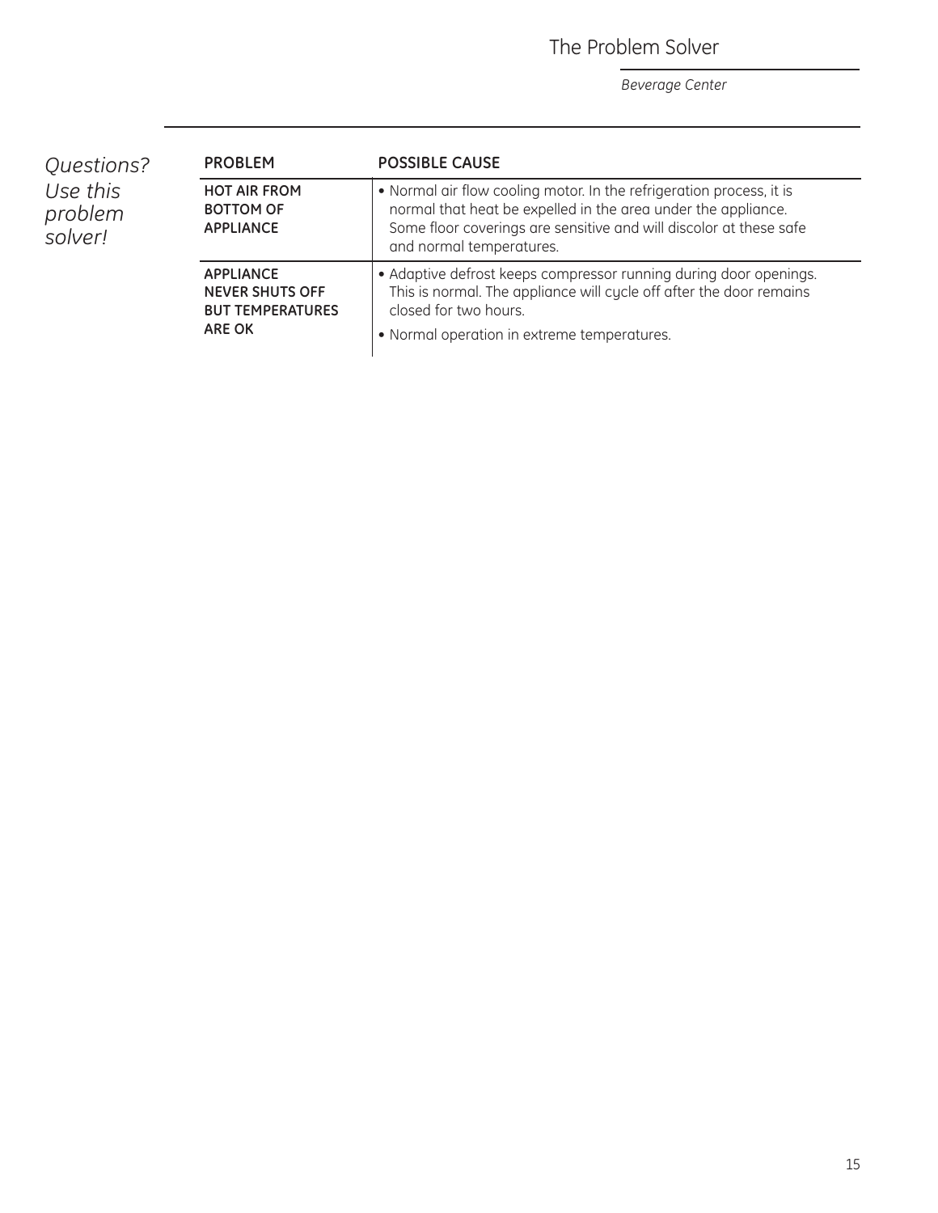# The Problem Solver

*Beverage Center*

*Questions? Use this problem solver!*

| PROBLEM | POSSIBLE CAUSE |
|---|---|
| **HOT AIR FROM BOTTOM OF APPLIANCE** | • Normal air flow cooling motor. In the refrigeration process, it is normal that heat be expelled in the area under the appliance. Some floor coverings are sensitive and will discolor at these safe and normal temperatures. |
| **APPLIANCE NEVER SHUTS OFF BUT TEMPERATURES ARE OK** | • Adaptive defrost keeps compressor running during door openings. This is normal. The appliance will cycle off after the door remains closed for two hours.<br>• Normal operation in extreme temperatures. |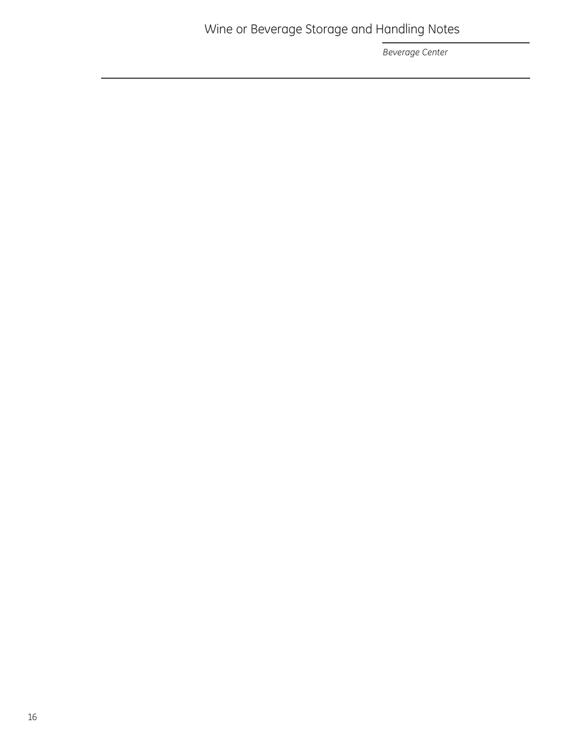# Wine or Beverage Storage and Handling Notes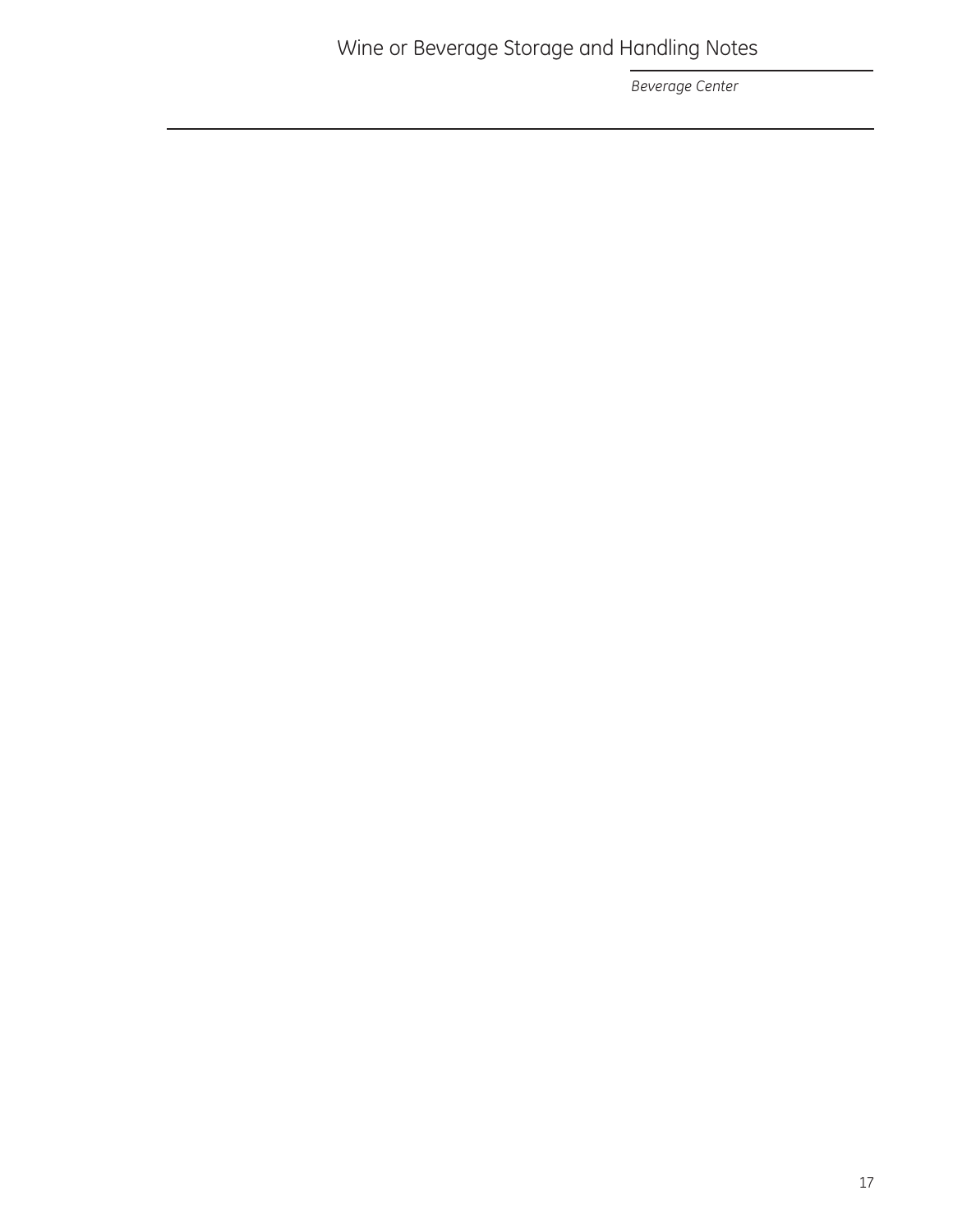# Wine or Beverage Storage and Handling Notes

*Beverage Center*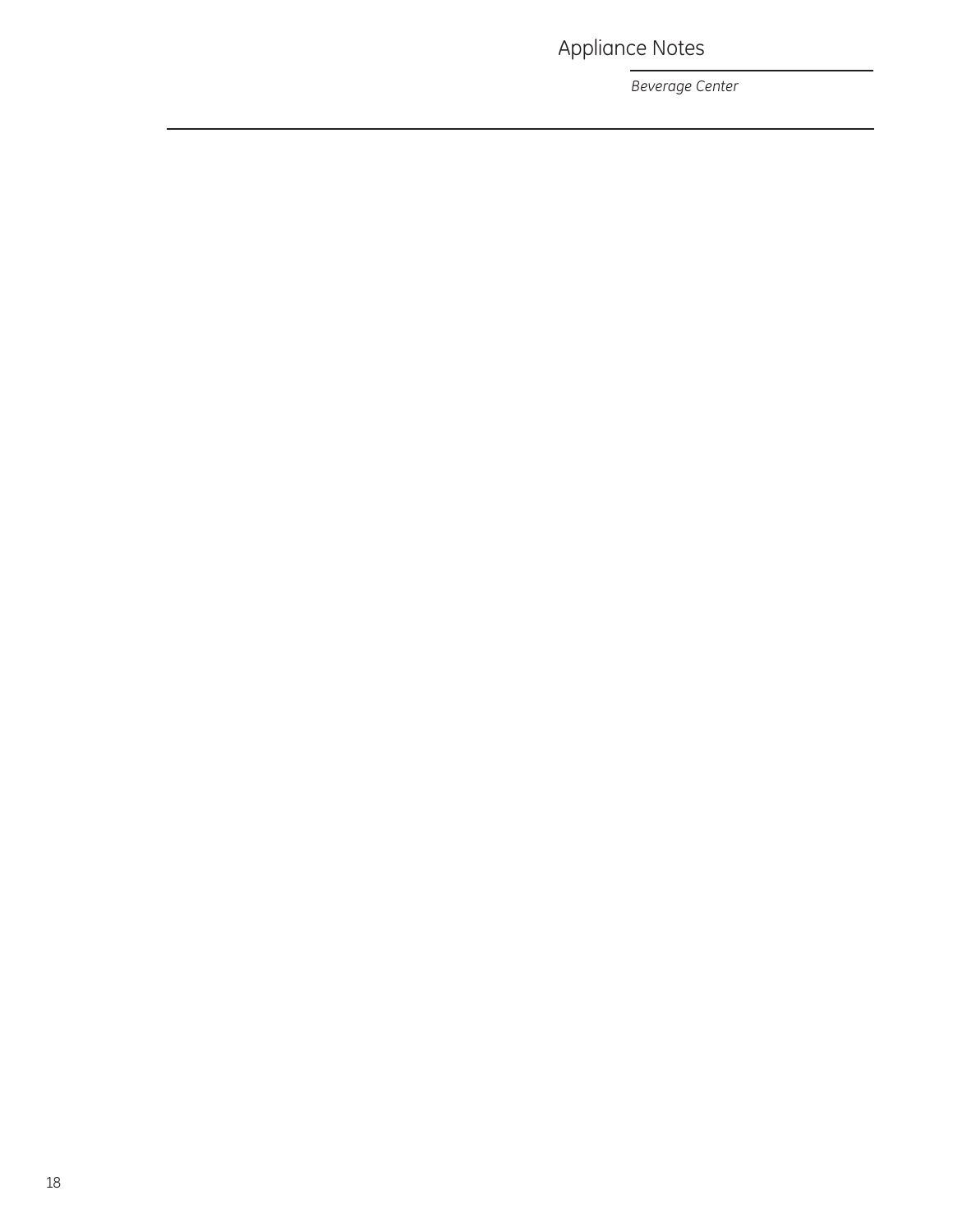# Appliance Notes

*Beverage Center*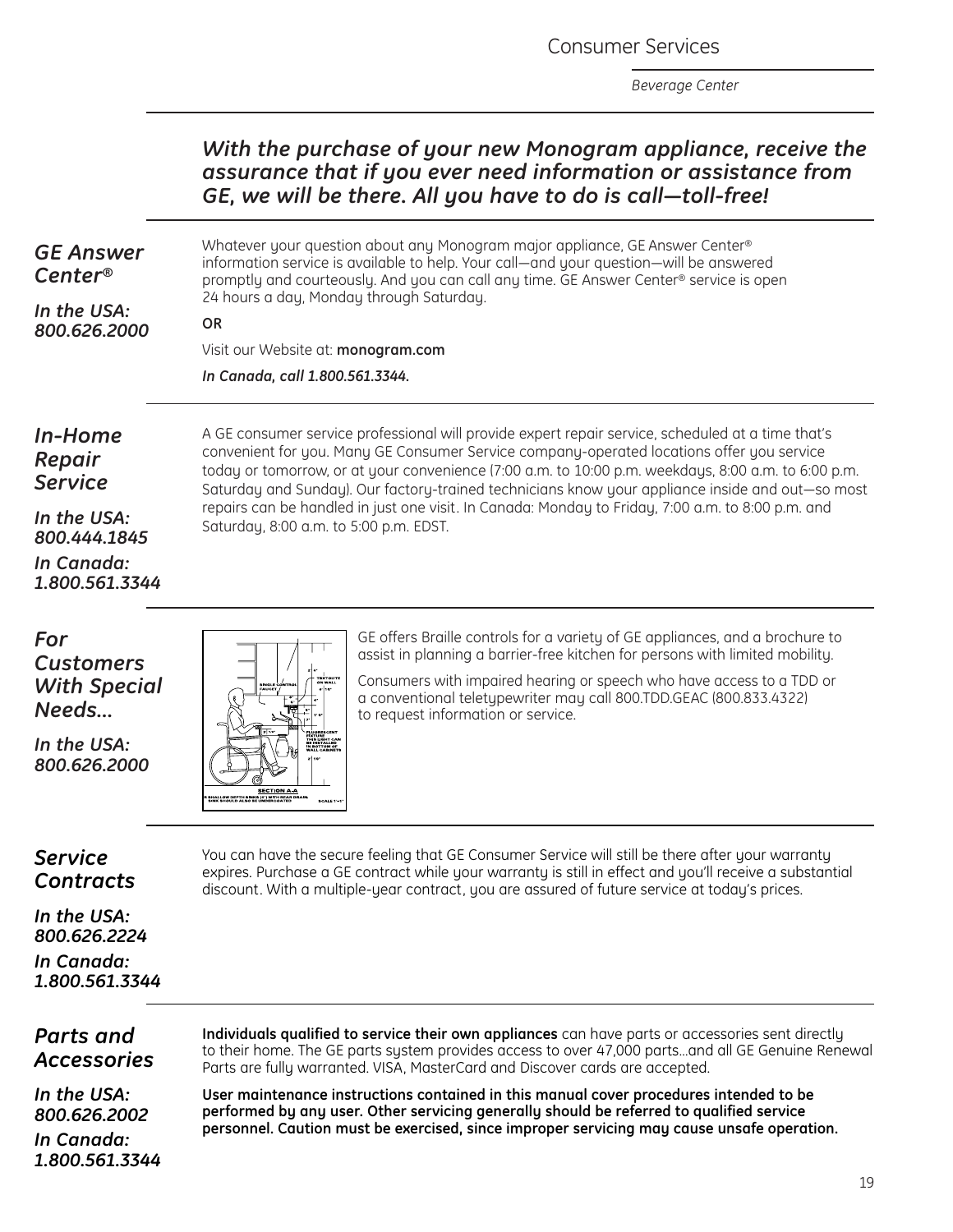# Consumer Services

*Beverage Center*

***With the purchase of your new Monogram appliance, receive the assurance that if you ever need information or assistance from GE, we will be there. All you have to do is call—toll-free!***

## *GE Answer Center®*

***In the USA: 800.626.2000***

Whatever your question about any Monogram major appliance, GE Answer Center® information service is available to help. Your call—and your question—will be answered promptly and courteously. And you can call any time. GE Answer Center® service is open 24 hours a day, Monday through Saturday.

**OR**

Visit our Website at: **monogram.com**

***In Canada, call 1.800.561.3344.***

## *In-Home Repair Service*

***In the USA: 800.444.1845***

***In Canada: 1.800.561.3344***

A GE consumer service professional will provide expert repair service, scheduled at a time that's convenient for you. Many GE Consumer Service company-operated locations offer you service today or tomorrow, or at your convenience (7:00 a.m. to 10:00 p.m. weekdays, 8:00 a.m. to 6:00 p.m. Saturday and Sunday). Our factory-trained technicians know your appliance inside and out—so most repairs can be handled in just one visit. In Canada: Monday to Friday, 7:00 a.m. to 8:00 p.m. and Saturday, 8:00 a.m. to 5:00 p.m. EDST.

## *For Customers With Special Needs…*

***In the USA: 800.626.2000***

GE offers Braille controls for a variety of GE appliances, and a brochure to assist in planning a barrier-free kitchen for persons with limited mobility.

Consumers with impaired hearing or speech who have access to a TDD or a conventional teletypewriter may call 800.TDD.GEAC (800.833.4322) to request information or service.

## *Service Contracts*

***In the USA: 800.626.2224***

***In Canada: 1.800.561.3344***

You can have the secure feeling that GE Consumer Service will still be there after your warranty expires. Purchase a GE contract while your warranty is still in effect and you'll receive a substantial discount. With a multiple-year contract, you are assured of future service at today's prices.

## *Parts and Accessories*

***In the USA: 800.626.2002***

***In Canada: 1.800.561.3344***

**Individuals qualified to service their own appliances** can have parts or accessories sent directly to their home. The GE parts system provides access to over 47,000 parts…and all GE Genuine Renewal Parts are fully warranted. VISA, MasterCard and Discover cards are accepted.

**User maintenance instructions contained in this manual cover procedures intended to be performed by any user. Other servicing generally should be referred to qualified service personnel. Caution must be exercised, since improper servicing may cause unsafe operation.**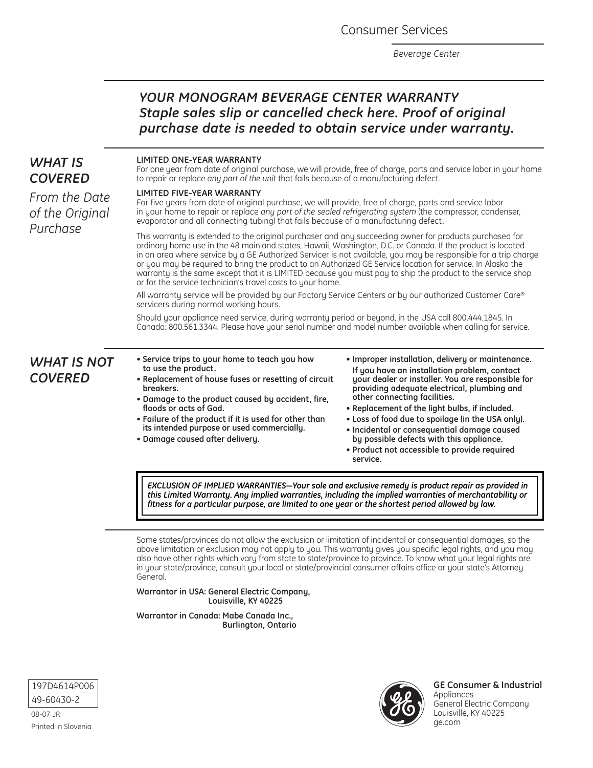# YOUR MONOGRAM BEVERAGE CENTER WARRANTY

***Staple sales slip or cancelled check here. Proof of original purchase date is needed to obtain service under warranty.***

## *WHAT IS COVERED*

*From the Date of the Original Purchase*

**LIMITED ONE-YEAR WARRANTY**
For one year from date of original purchase, we will provide, free of charge, parts and service labor in your home to repair or replace *any part of the unit* that fails because of a manufacturing defect.

**LIMITED FIVE-YEAR WARRANTY**
For five years from date of original purchase, we will provide, free of charge, parts and service labor in your home to repair or replace *any part of the sealed refrigerating system* (the compressor, condenser, evaporator and all connecting tubing) that fails because of a manufacturing defect.

This warranty is extended to the original purchaser and any succeeding owner for products purchased for ordinary home use in the 48 mainland states, Hawaii, Washington, D.C. or Canada. If the product is located in an area where service by a GE Authorized Servicer is not available, you may be responsible for a trip charge or you may be required to bring the product to an Authorized GE Service location for service. In Alaska the warranty is the same except that it is LIMITED because you must pay to ship the product to the service shop or for the service technician's travel costs to your home.

All warranty service will be provided by our Factory Service Centers or by our authorized Customer Care® servicers during normal working hours.

Should your appliance need service, during warranty period or beyond, in the USA call 800.444.1845. In Canada: 800.561.3344. Please have your serial number and model number available when calling for service.

## *WHAT IS NOT COVERED*

- **Service trips to your home to teach you how to use the product.**
- **Replacement of house fuses or resetting of circuit breakers.**
- **Damage to the product caused by accident, fire, floods or acts of God.**
- **Failure of the product if it is used for other than its intended purpose or used commercially.**
- **Damage caused after delivery.**
- **Improper installation, delivery or maintenance. If you have an installation problem, contact your dealer or installer. You are responsible for providing adequate electrical, plumbing and other connecting facilities.**
- **Replacement of the light bulbs, if included.**
- **Loss of food due to spoilage (in the USA only).**
- **Incidental or consequential damage caused by possible defects with this appliance.**
- **Product not accessible to provide required service.**

***EXCLUSION OF IMPLIED WARRANTIES—Your sole and exclusive remedy is product repair as provided in this Limited Warranty. Any implied warranties, including the implied warranties of merchantability or fitness for a particular purpose, are limited to one year or the shortest period allowed by law.***

Some states/provinces do not allow the exclusion or limitation of incidental or consequential damages, so the above limitation or exclusion may not apply to you. This warranty gives you specific legal rights, and you may also have other rights which vary from state to state/province to province. To know what your legal rights are in your state/province, consult your local or state/provincial consumer affairs office or your state's Attorney General.

**Warrantor in USA: General Electric Company, Louisville, KY 40225**

**Warrantor in Canada: Mabe Canada Inc., Burlington, Ontario**

197D4614P006
49-60430-2
08-07 JR
Printed in Slovenia

**GE Consumer & Industrial**
Appliances
General Electric Company
Louisville, KY 40225
ge.com